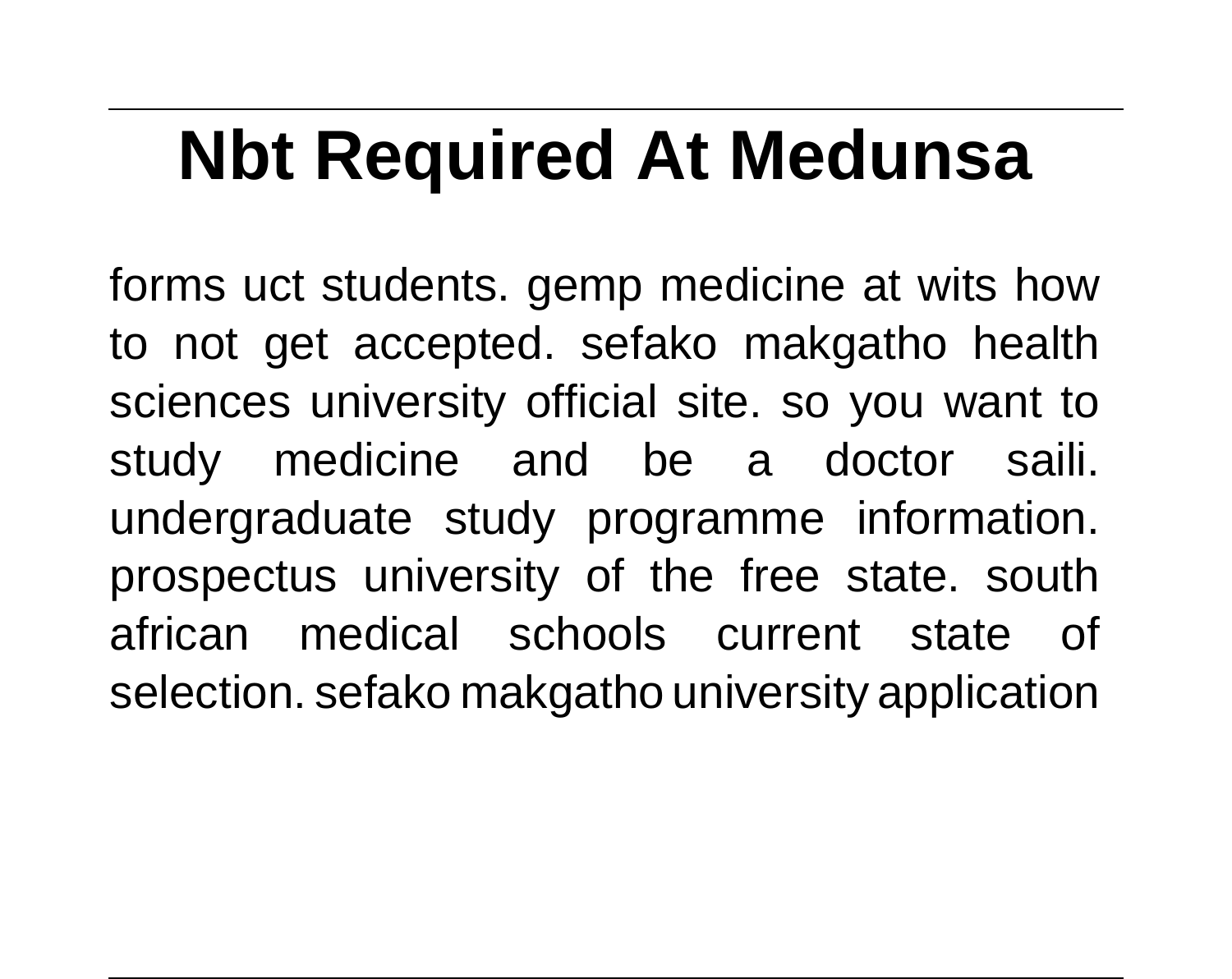# Nbt Required At Medunsa

forms uct students. gemp medicine at wits how to not get accepted. sefako makgatho health sciences university official site. so you want to study medicine and be a doctor saili. undergraduate study programme information. prospectus university of the free state. south african medical schools current state of selection. sefako makgatho university application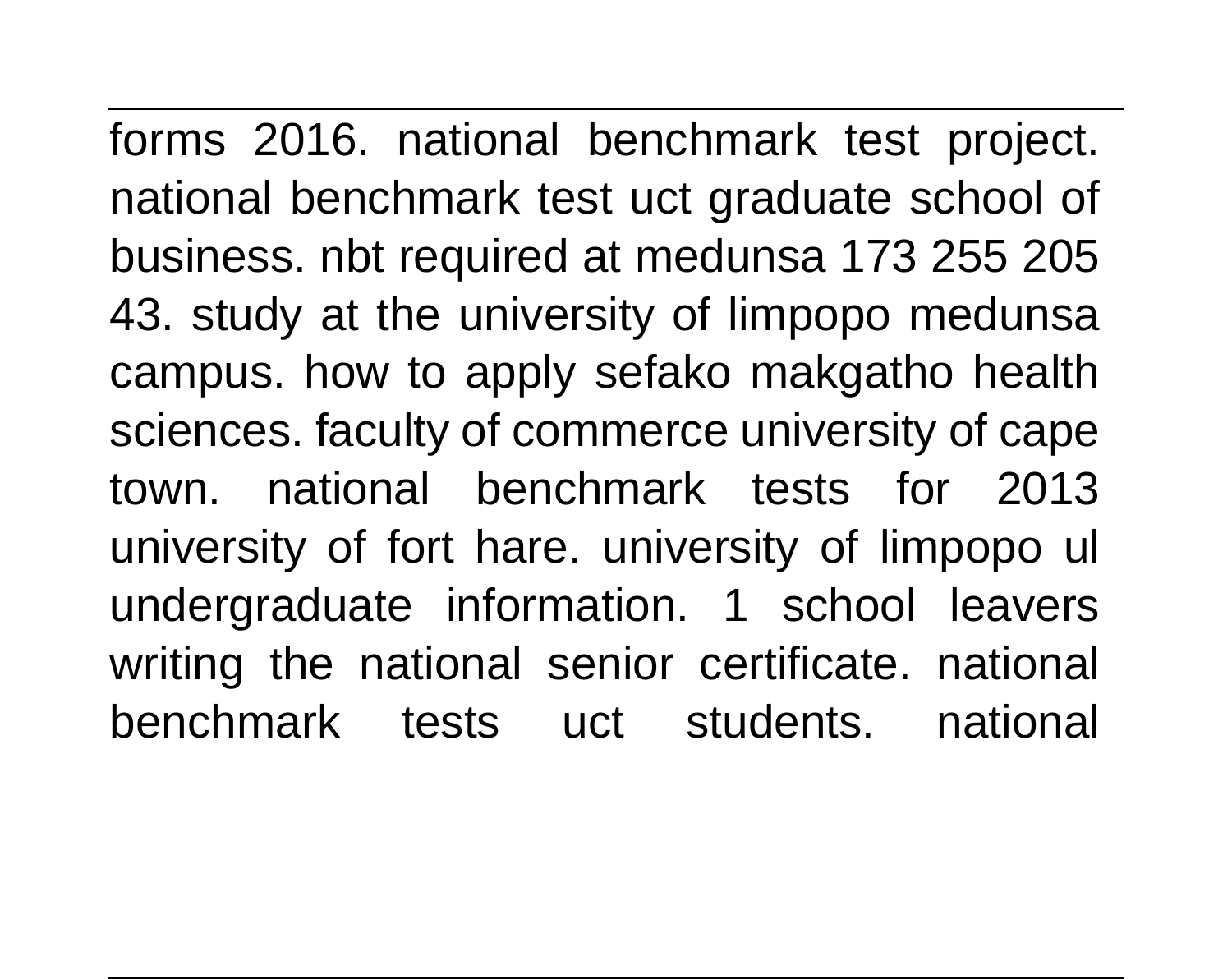forms 2016. national benchmark test project. national benchmark test uct graduate school of business. nbt required at medunsa 173 255 205 43. study at the university of limpopo medunsa campus. how to apply sefako makgatho health sciences. faculty of commerce university of cape town. national benchmark tests for 2013 university of fort hare. university of limpopo ul undergraduate information. 1 school leavers writing the national senior certificate. national benchmark tests uct students. national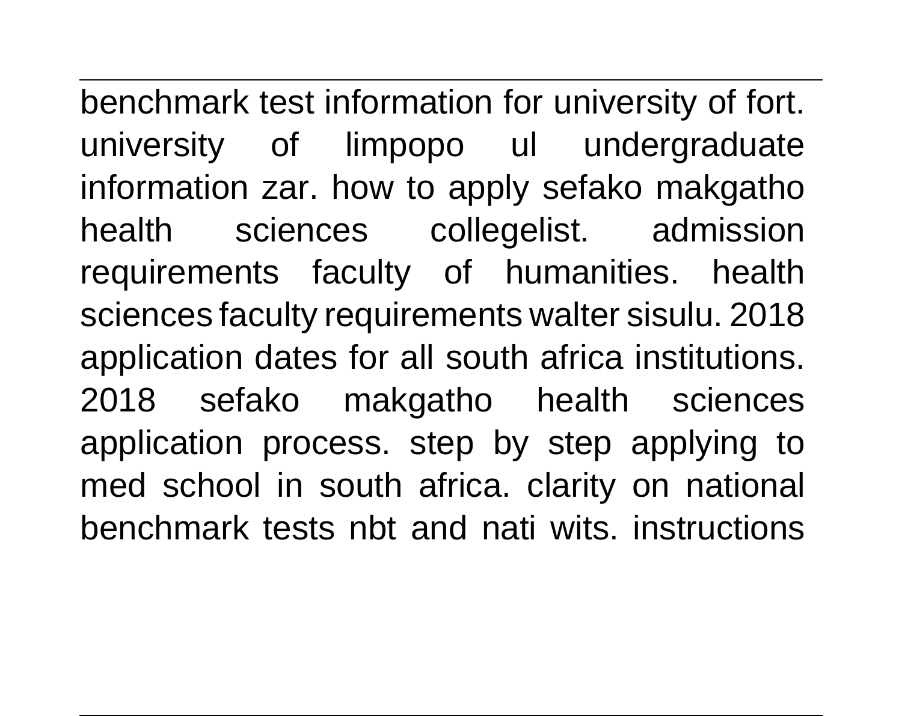benchmark test information for university of fort. university of limpopo ul undergraduate information zar. how to apply sefako makgatho health sciences collegelist. admission requirements faculty of humanities. health sciences faculty requirements walter sisulu. 2018 application dates for all south africa institutions. 2018 sefako makgatho health sciences application process. step by step applying to med school in south africa. clarity on national benchmark tests nbt and nati wits. instructions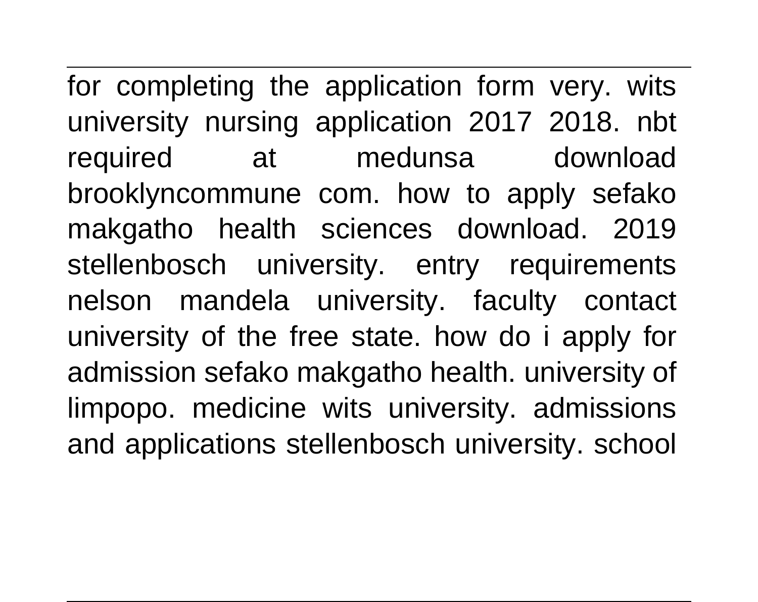for completing the application form very. wits university nursing application 2017 2018. nbt required at medunsa download brooklyncommune com. how to apply sefako makgatho health sciences download. 2019 stellenbosch university. entry requirements nelson mandela university. faculty contact university of the free state. how do i apply for admission sefako makgatho health. university of limpopo. medicine wits university. admissions and applications stellenbosch university. school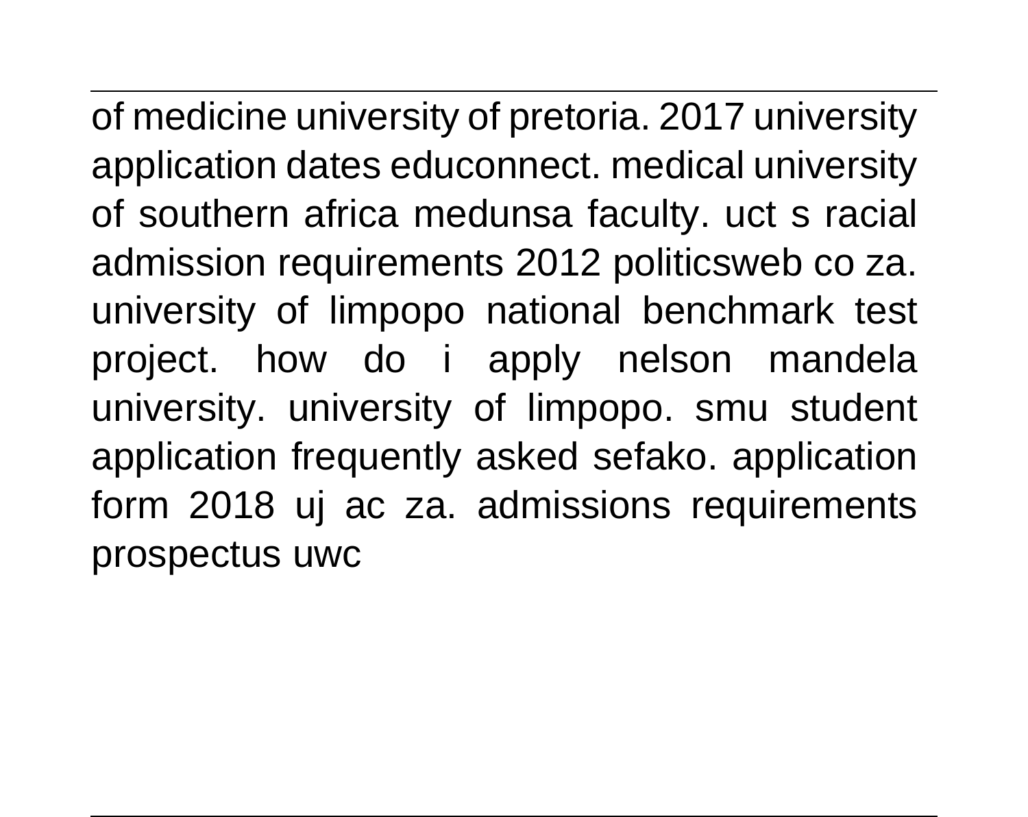of medicine university of pretoria. 2017 university application dates educonnect. medical university of southern africa medunsa faculty. uct s racial admission requirements 2012 politicsweb co za. university of limpopo national benchmark test project. how do i apply nelson mandela university. university of limpopo. smu student application frequently asked sefako. application form 2018 uj ac za. admissions requirements prospectus uwc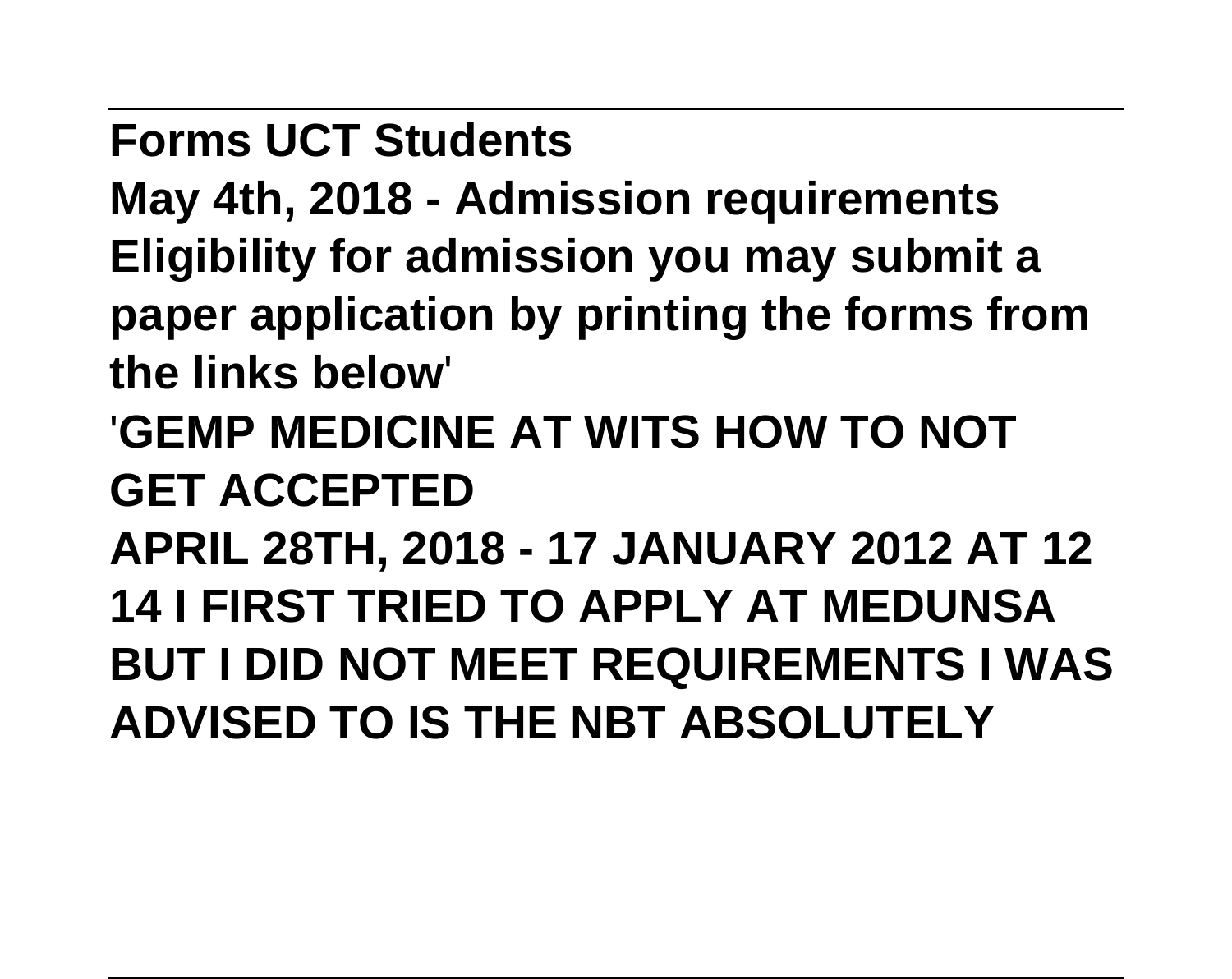**Forms UCT Students**

**May 4th, 2018 - Admission requirements Eligibility for admission you may submit a paper application by printing the forms from the links below'**

**'GEMP MEDICINE AT WITS HOW TO NOT GET ACCEPTED**

**APRIL 28TH, 2018 - 17 JANUARY 2012 AT 12 14 I FIRST TRIED TO APPLY AT MEDUNSA BUT I DID NOT MEET REQUIREMENTS I WAS ADVISED TO IS THE NBT ABSOLUTELY**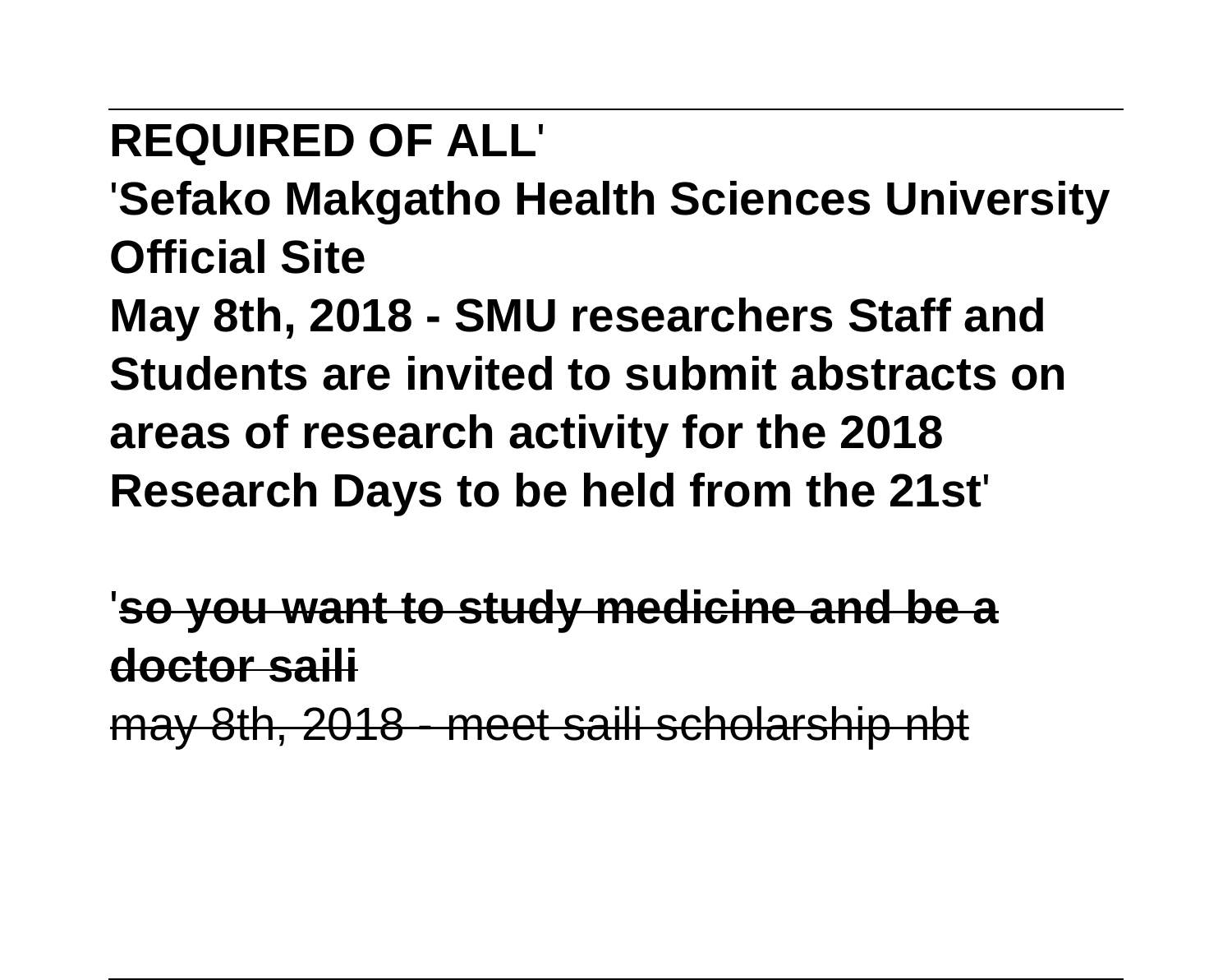**REQUIRED OF ALL**'

'**Sefako Makgatho Health Sciences University Official Site**

**May 8th, 2018 - SMU researchers Staff and Students are invited to submit abstracts on areas of research activity for the 2018 Research Days to be held from the 21st**'

'~~**so you want to study medicine and be a doctor saili**~~

~~may 8th, 2018 - meet saili scholarship nbt~~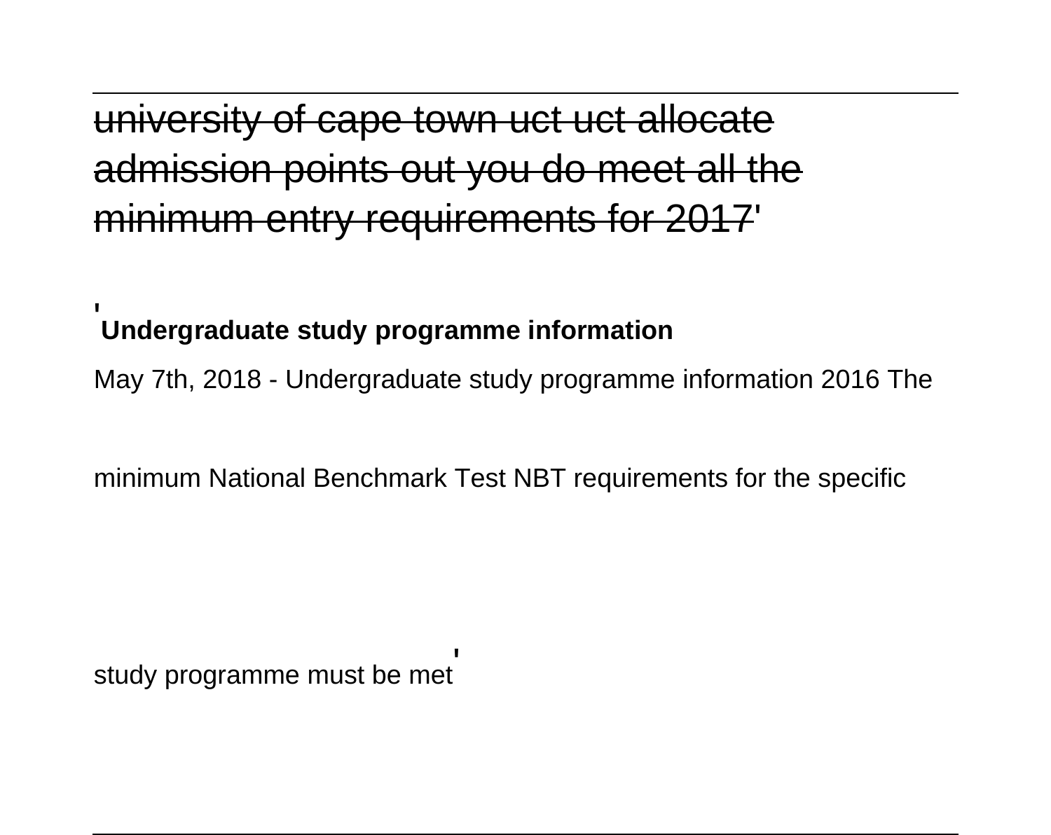~~university of cape town uct uct allocate admission points out you do meet all the minimum entry requirements for 2017~~'

'**Undergraduate study programme information**

May 7th, 2018 - Undergraduate study programme information 2016 The

minimum National Benchmark Test NBT requirements for the specific

study programme must be met'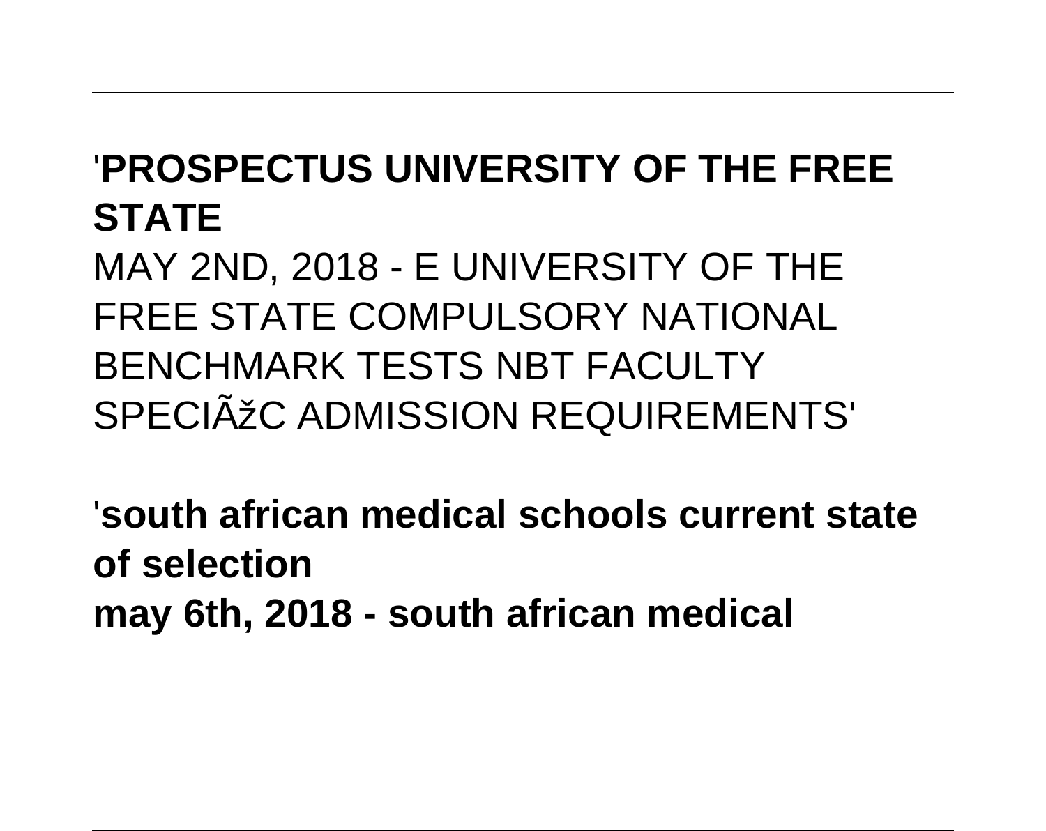'**PROSPECTUS UNIVERSITY OF THE FREE STATE**

MAY 2ND, 2018 - E UNIVERSITY OF THE FREE STATE COMPULSORY NATIONAL BENCHMARK TESTS NBT FACULTY SPECIÃžC ADMISSION REQUIREMENTS'

'**south african medical schools current state of selection**

**may 6th, 2018 - south african medical**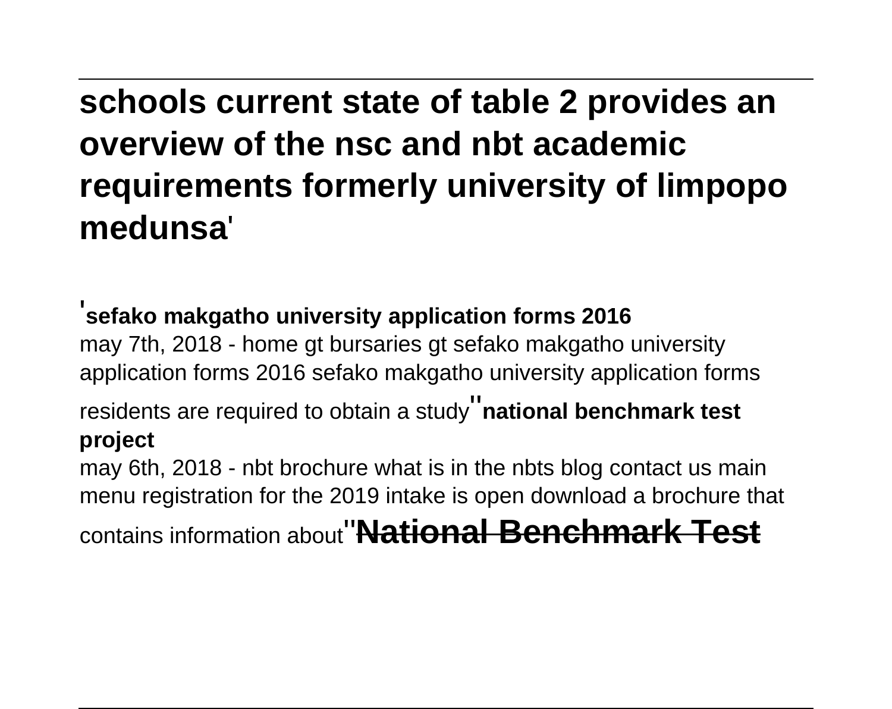## schools current state of table 2 provides an overview of the nsc and nbt academic requirements formerly university of limpopo medunsa'

'**sefako makgatho university application forms 2016**
may 7th, 2018 - home gt bursaries gt sefako makgatho university application forms 2016 sefako makgatho university application forms residents are required to obtain a study''**national benchmark test project**
may 6th, 2018 - nbt brochure what is in the nbts blog contact us main menu registration for the 2019 intake is open download a brochure that contains information about''**National Benchmark Test**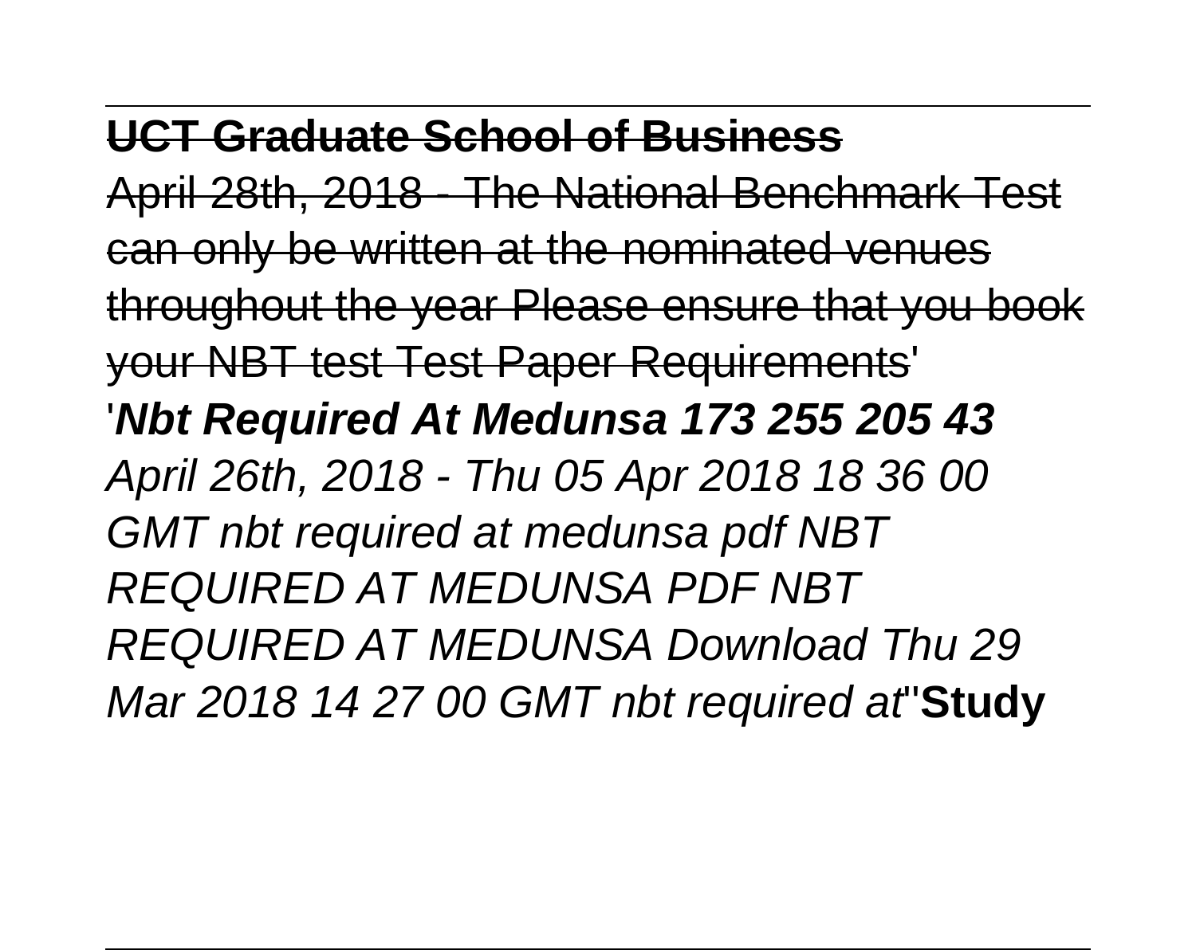~~**UCT Graduate School of Business**~~

~~April 28th, 2018 - The National Benchmark Test can only be written at the nominated venues throughout the year Please ensure that you book your NBT test Test Paper Requirements~~'

'***Nbt Required At Medunsa 173 255 205 43***

*April 26th, 2018 - Thu 05 Apr 2018 18 36 00 GMT nbt required at medunsa pdf NBT REQUIRED AT MEDUNSA PDF NBT REQUIRED AT MEDUNSA Download Thu 29 Mar 2018 14 27 00 GMT nbt required at*''**Study**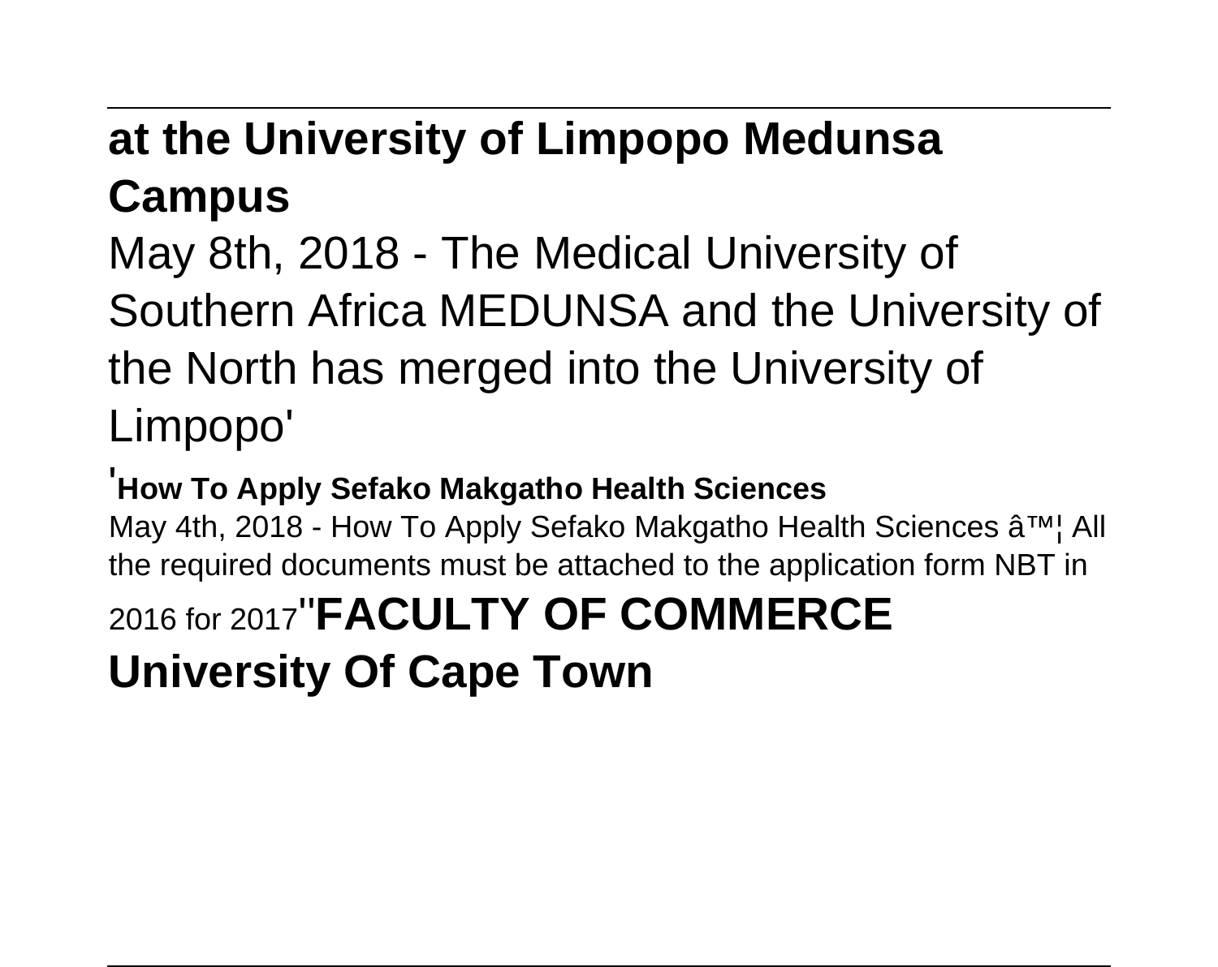**at the University of Limpopo Medunsa Campus**

May 8th, 2018 - The Medical University of Southern Africa MEDUNSA and the University of the North has merged into the University of Limpopo'

'**How To Apply Sefako Makgatho Health Sciences**

May 4th, 2018 - How To Apply Sefako Makgatho Health Sciences â™¦ All the required documents must be attached to the application form NBT in 2016 for 2017''**FACULTY OF COMMERCE University Of Cape Town**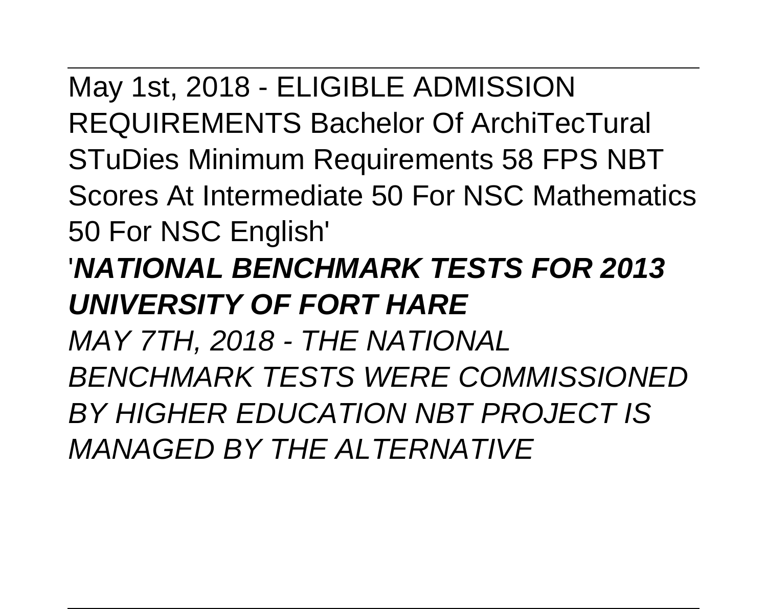May 1st, 2018 - ELIGIBLE ADMISSION REQUIREMENTS Bachelor Of ArchiTecTural STuDies Minimum Requirements 58 FPS NBT Scores At Intermediate 50 For NSC Mathematics 50 For NSC English'

'***NATIONAL BENCHMARK TESTS FOR 2013 UNIVERSITY OF FORT HARE***

*MAY 7TH, 2018 - THE NATIONAL BENCHMARK TESTS WERE COMMISSIONED BY HIGHER EDUCATION NBT PROJECT IS MANAGED BY THE ALTERNATIVE*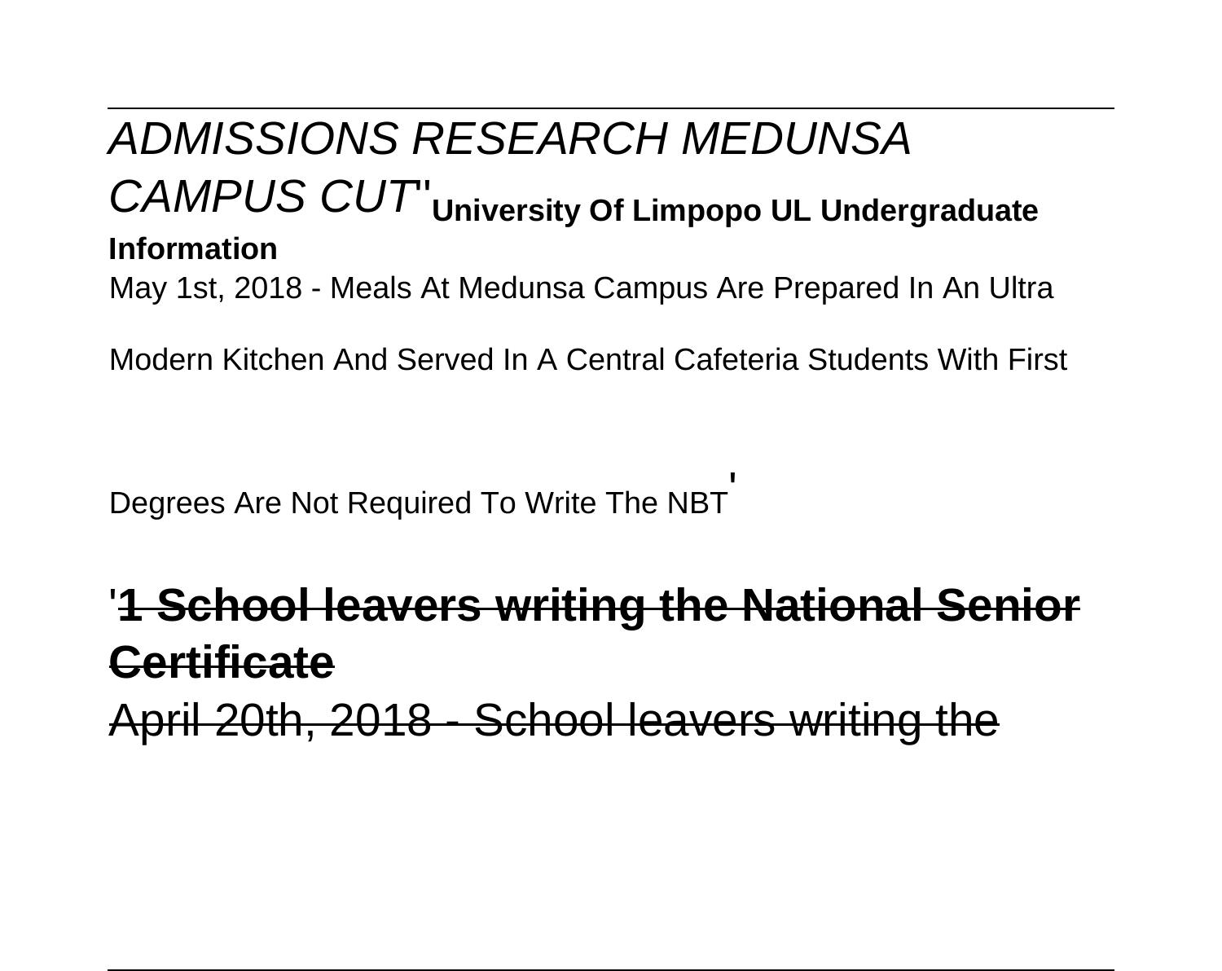*ADMISSIONS RESEARCH MEDUNSA CAMPUS CUT*''**University Of Limpopo UL Undergraduate Information**

May 1st, 2018 - Meals At Medunsa Campus Are Prepared In An Ultra Modern Kitchen And Served In A Central Cafeteria Students With First Degrees Are Not Required To Write The NBT'

'~~**1 School leavers writing the National Senior Certificate**~~

~~April 20th, 2018 - School leavers writing the~~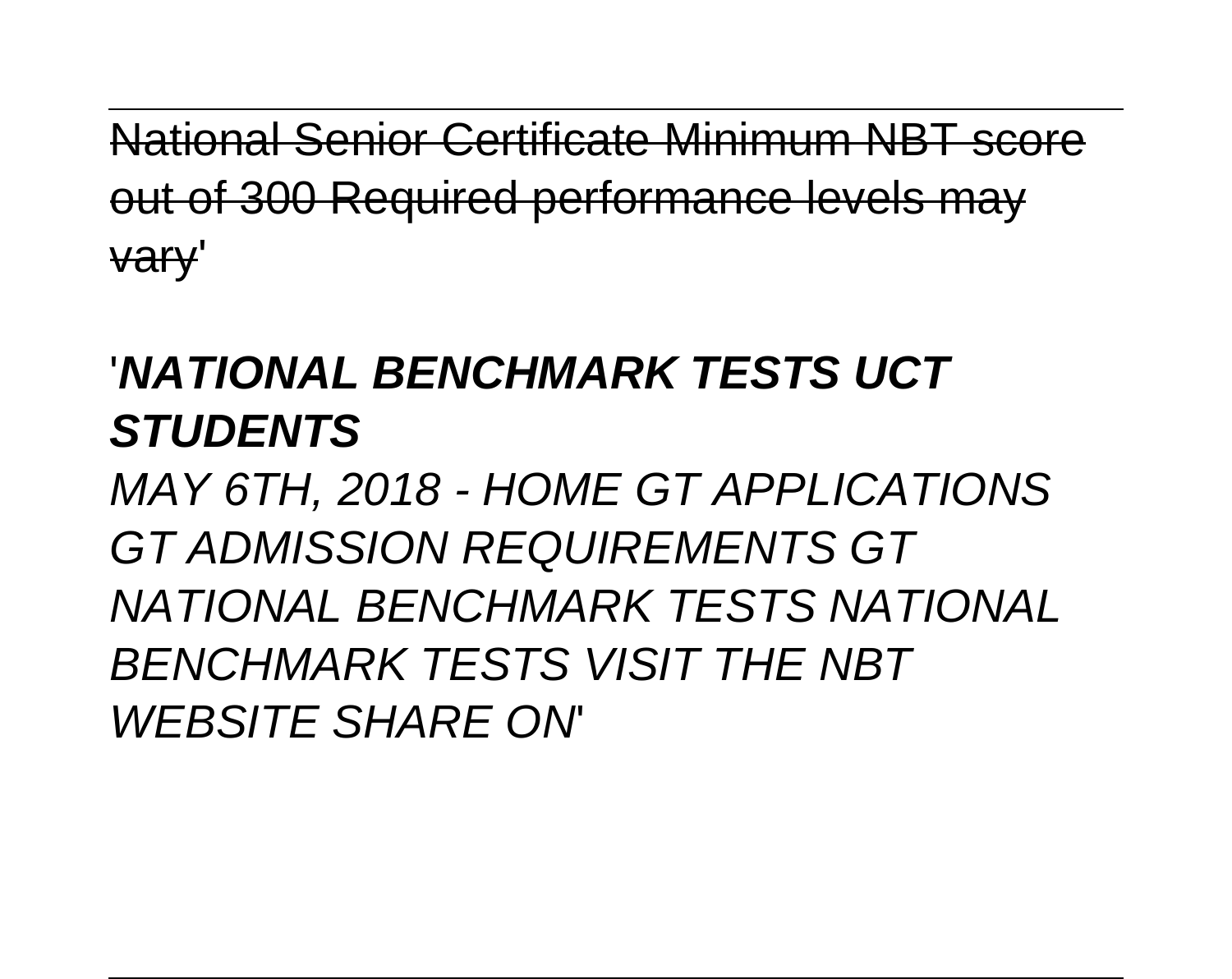~~National Senior Certificate Minimum NBT score out of 300 Required performance levels may vary~~'

'***NATIONAL BENCHMARK TESTS UCT STUDENTS***

*MAY 6TH, 2018 - HOME GT APPLICATIONS GT ADMISSION REQUIREMENTS GT NATIONAL BENCHMARK TESTS NATIONAL BENCHMARK TESTS VISIT THE NBT WEBSITE SHARE ON*'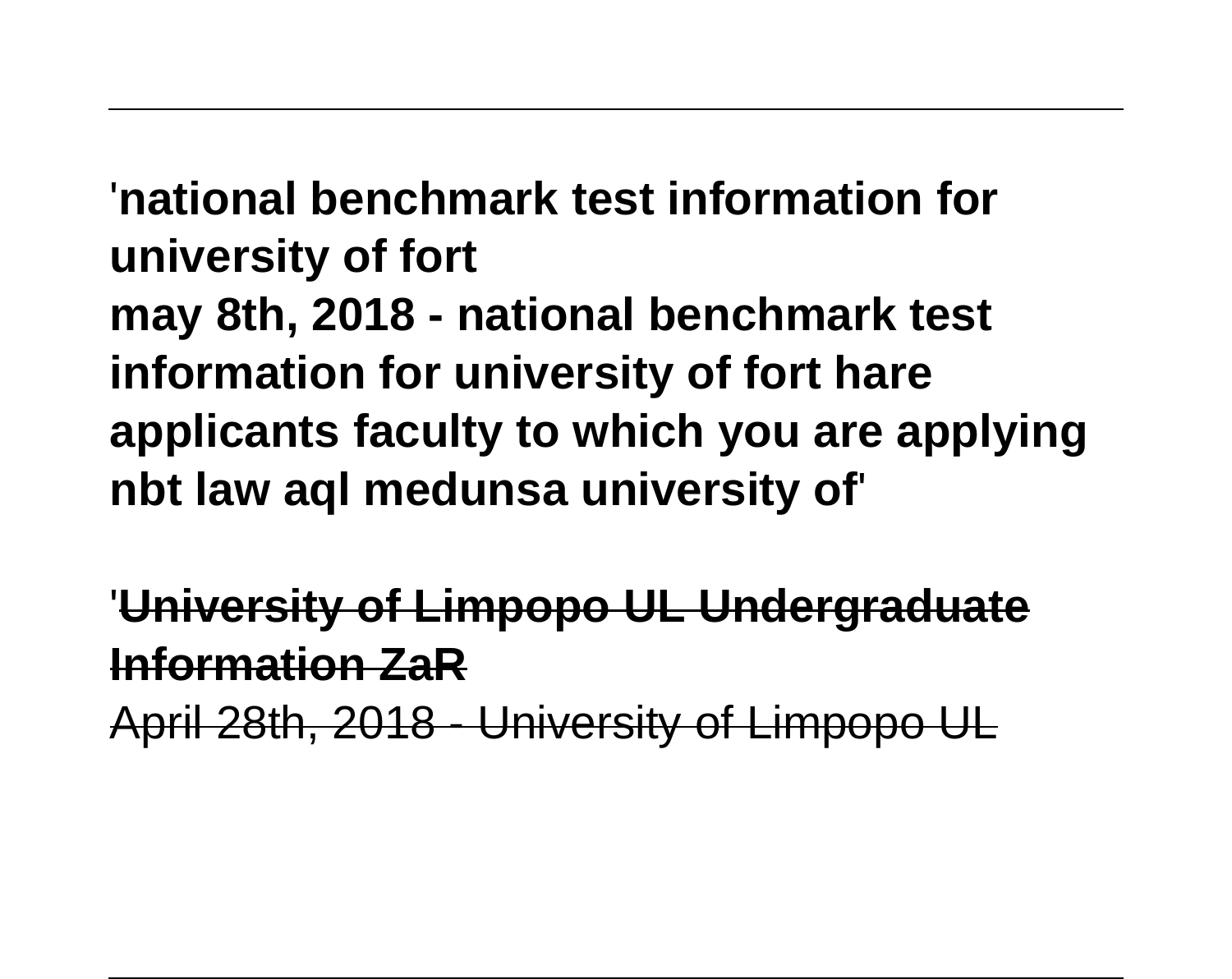'**national benchmark test information for university of fort**
**may 8th, 2018 - national benchmark test information for university of fort hare applicants faculty to which you are applying nbt law aql medunsa university of**'

'~~**University of Limpopo UL Undergraduate Information ZaR**~~
~~April 28th, 2018 - University of Limpopo UL~~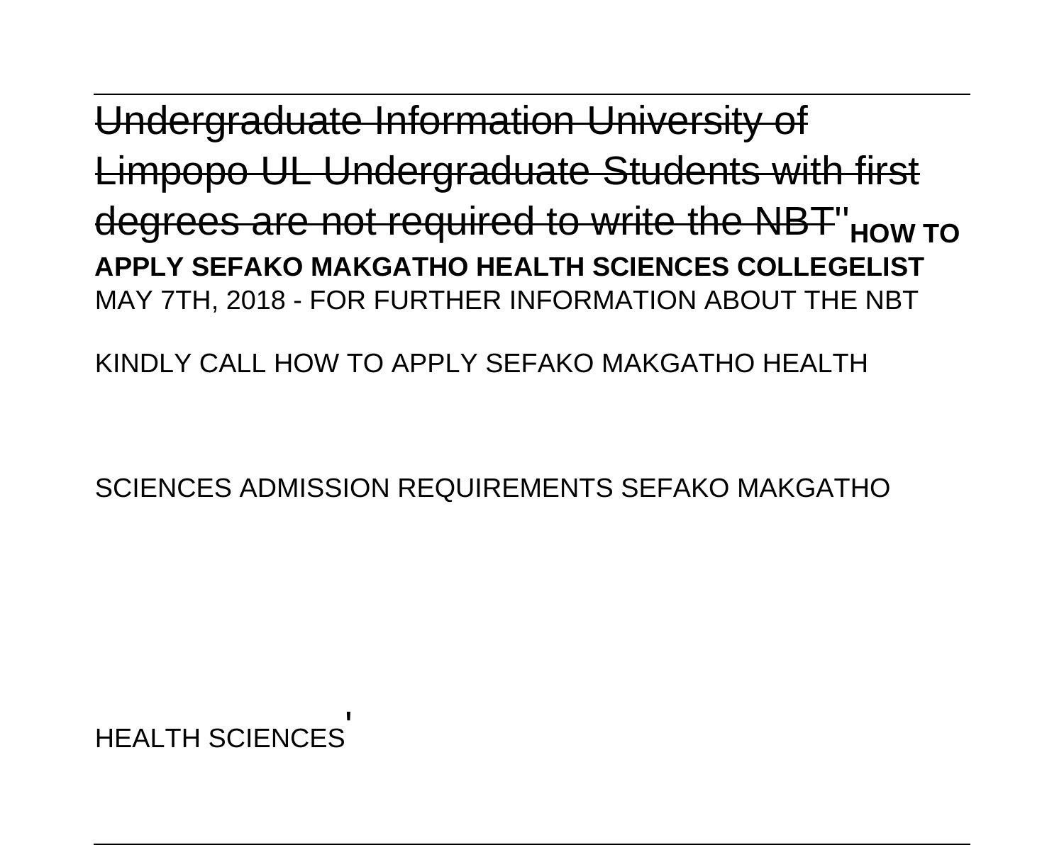~~Undergraduate Information University of Limpopo UL Undergraduate Students with first degrees are not required to write the NBT~~''**HOW TO APPLY SEFAKO MAKGATHO HEALTH SCIENCES COLLEGELIST**

MAY 7TH, 2018 - FOR FURTHER INFORMATION ABOUT THE NBT

KINDLY CALL HOW TO APPLY SEFAKO MAKGATHO HEALTH

SCIENCES ADMISSION REQUIREMENTS SEFAKO MAKGATHO

HEALTH SCIENCES'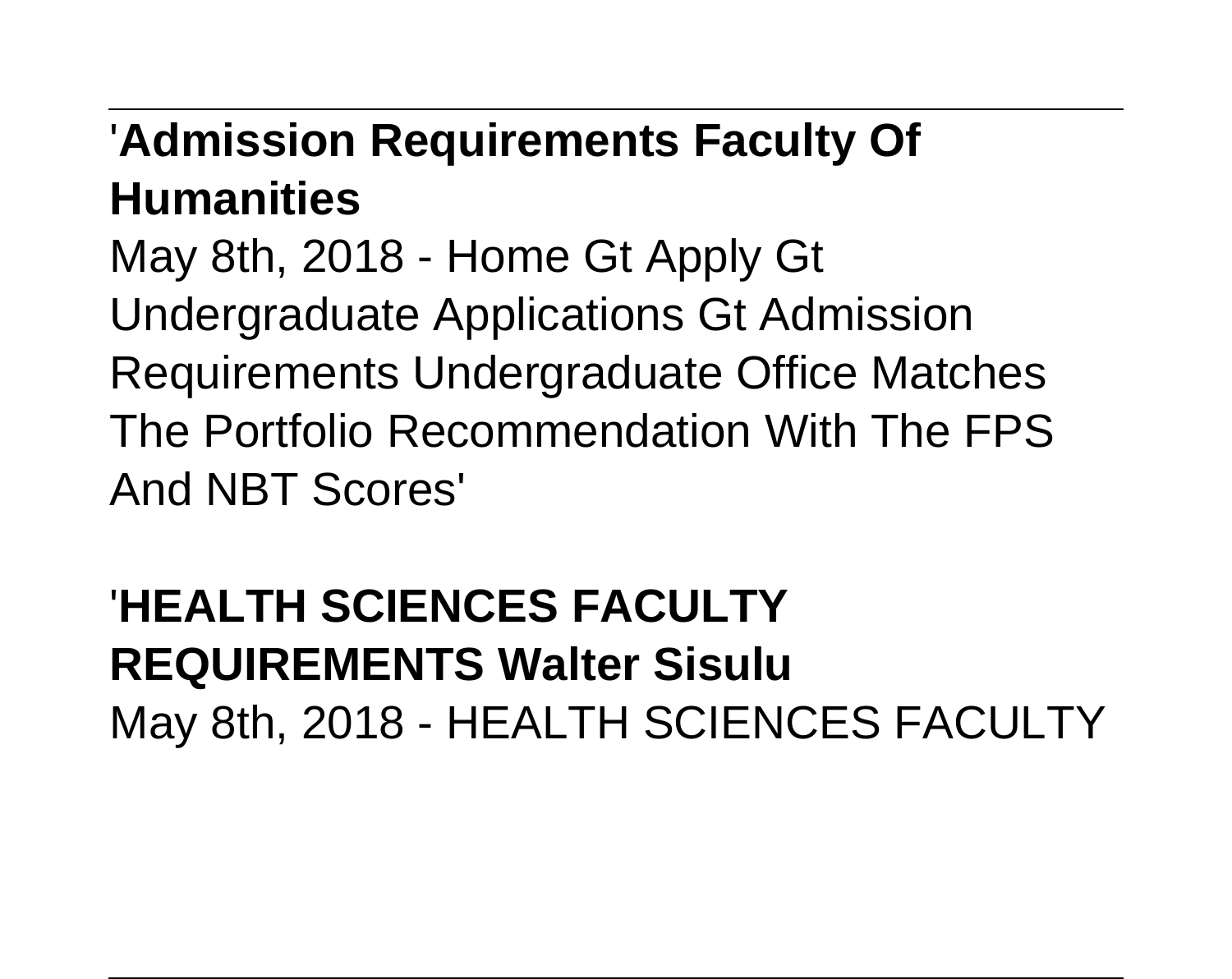'**Admission Requirements Faculty Of Humanities**

May 8th, 2018 - Home Gt Apply Gt Undergraduate Applications Gt Admission Requirements Undergraduate Office Matches The Portfolio Recommendation With The FPS And NBT Scores'

'**HEALTH SCIENCES FACULTY REQUIREMENTS Walter Sisulu**

May 8th, 2018 - HEALTH SCIENCES FACULTY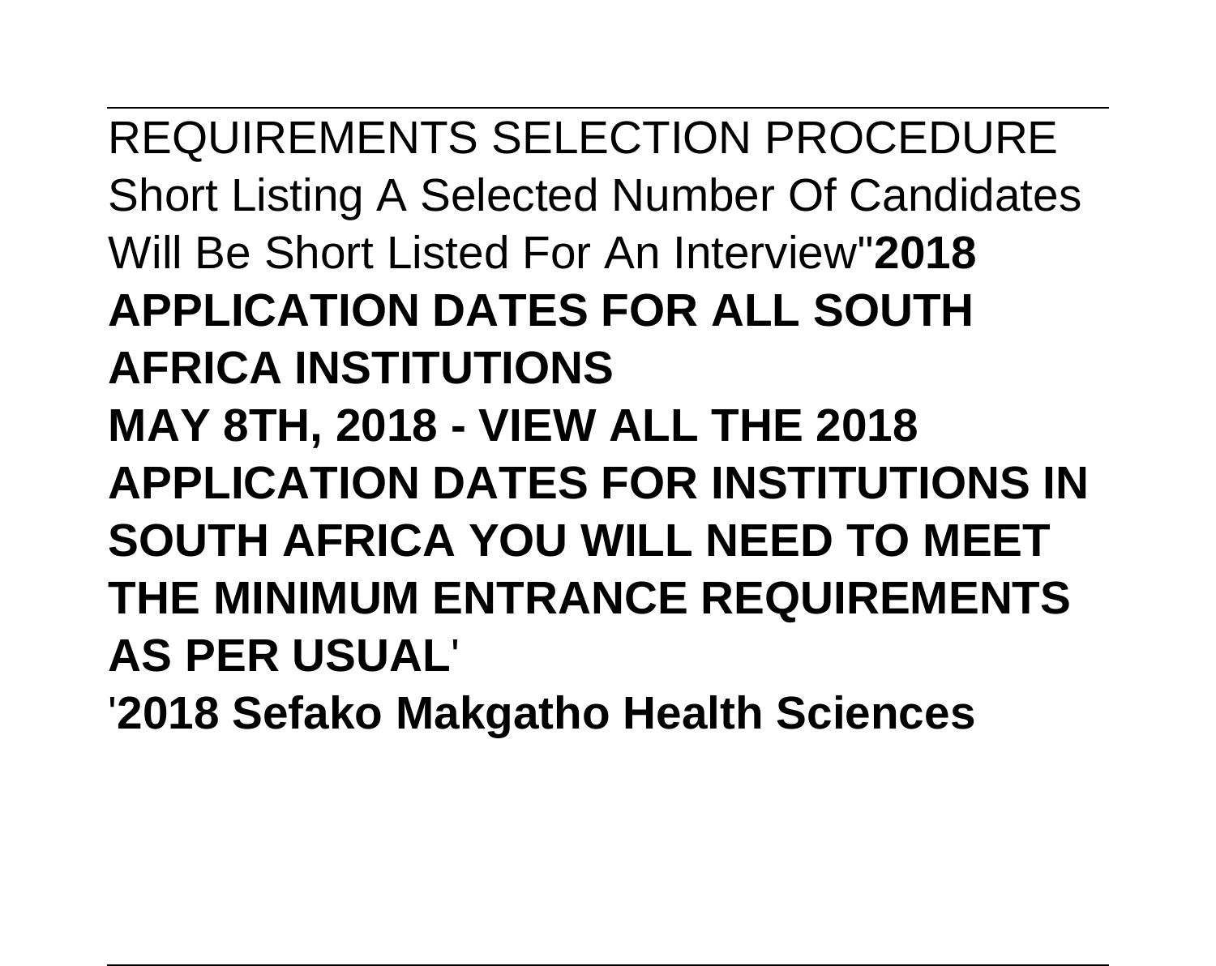REQUIREMENTS SELECTION PROCEDURE Short Listing A Selected Number Of Candidates Will Be Short Listed For An Interview''**2018 APPLICATION DATES FOR ALL SOUTH AFRICA INSTITUTIONS**

**MAY 8TH, 2018 - VIEW ALL THE 2018 APPLICATION DATES FOR INSTITUTIONS IN SOUTH AFRICA YOU WILL NEED TO MEET THE MINIMUM ENTRANCE REQUIREMENTS AS PER USUAL**'

'**2018 Sefako Makgatho Health Sciences**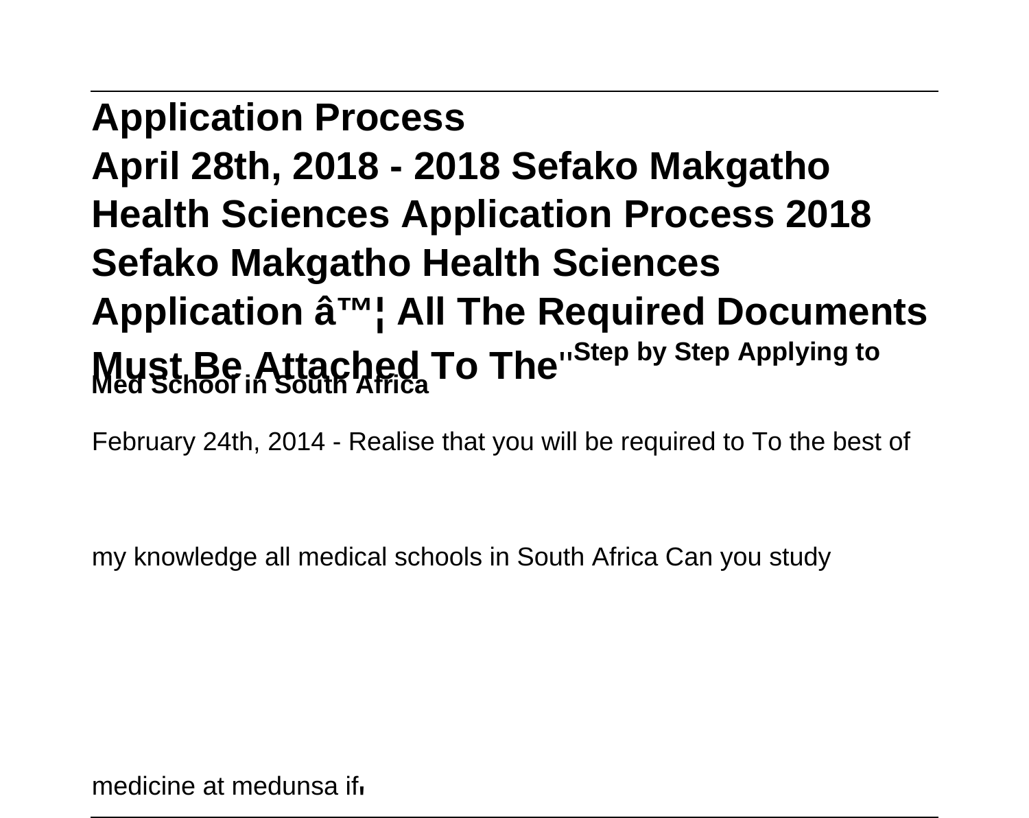**Application Process**
**April 28th, 2018 - 2018 Sefako Makgatho Health Sciences Application Process 2018 Sefako Makgatho Health Sciences Application â™¦ All The Required Documents Must Be Attached To The**''**Step by Step Applying to Med School in South Africa**

February 24th, 2014 - Realise that you will be required to To the best of

my knowledge all medical schools in South Africa Can you study

medicine at medunsa if'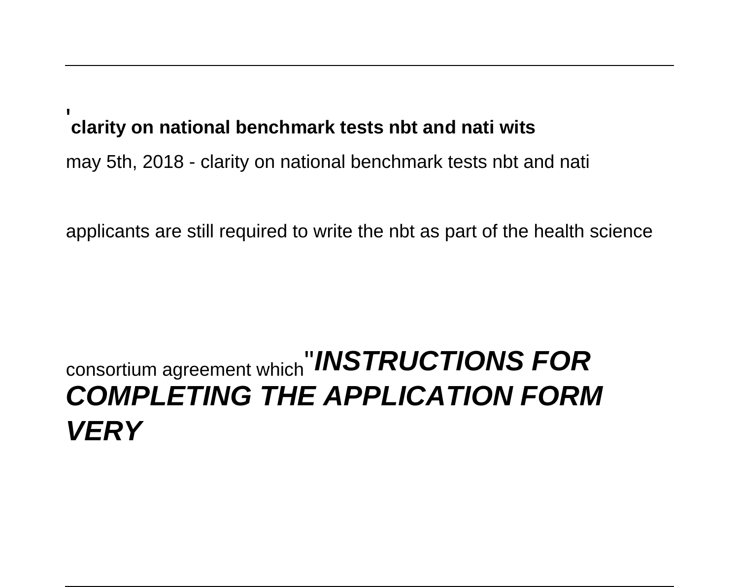'**clarity on national benchmark tests nbt and nati wits**

may 5th, 2018 - clarity on national benchmark tests nbt and nati

applicants are still required to write the nbt as part of the health science

consortium agreement which''***INSTRUCTIONS FOR COMPLETING THE APPLICATION FORM VERY***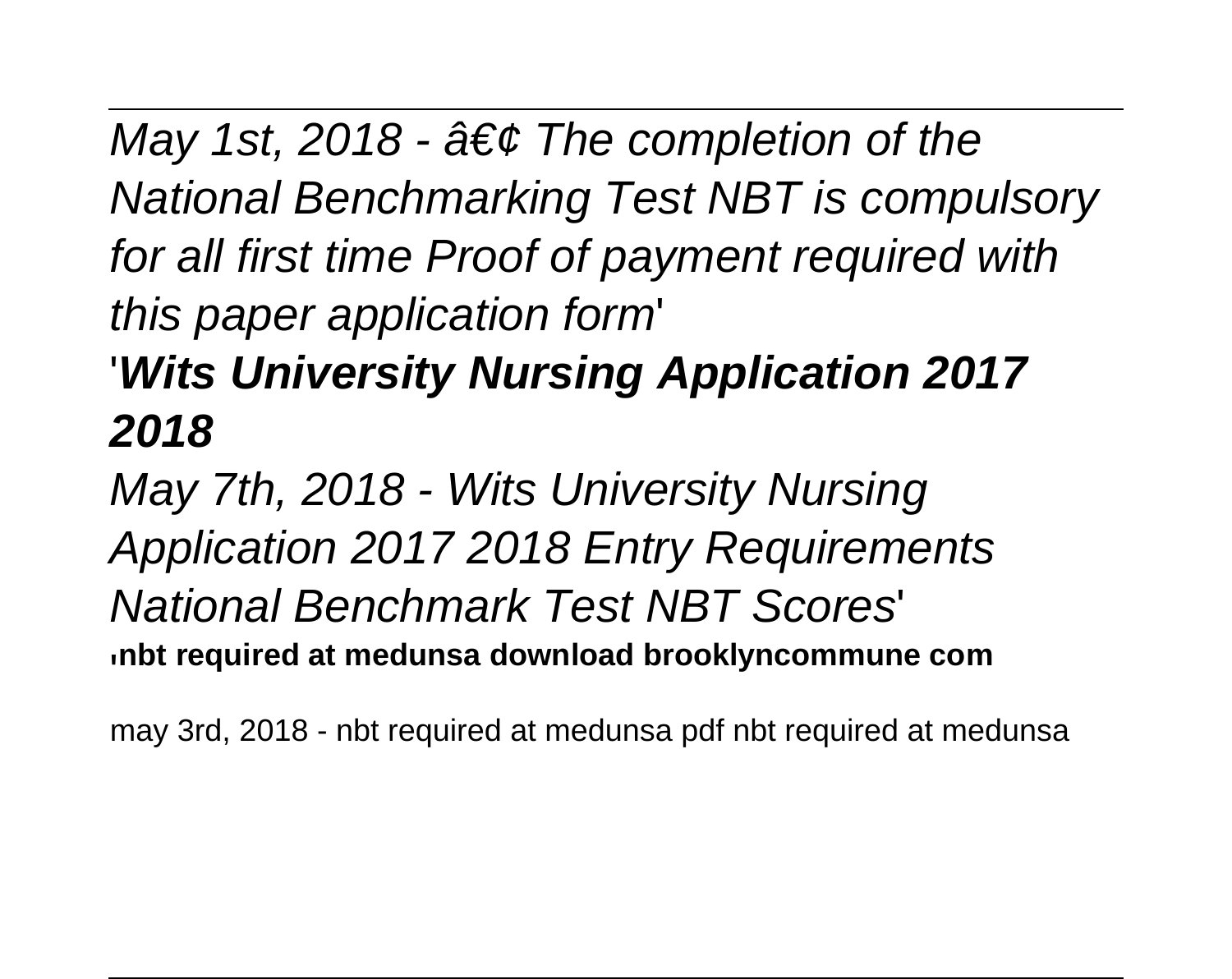*May 1st, 2018 - â€¢ The completion of the National Benchmarking Test NBT is compulsory for all first time Proof of payment required with this paper application form*'

'***Wits University Nursing Application 2017 2018***

*May 7th, 2018 - Wits University Nursing Application 2017 2018 Entry Requirements National Benchmark Test NBT Scores*'

'**nbt required at medunsa download brooklyncommune com**

may 3rd, 2018 - nbt required at medunsa pdf nbt required at medunsa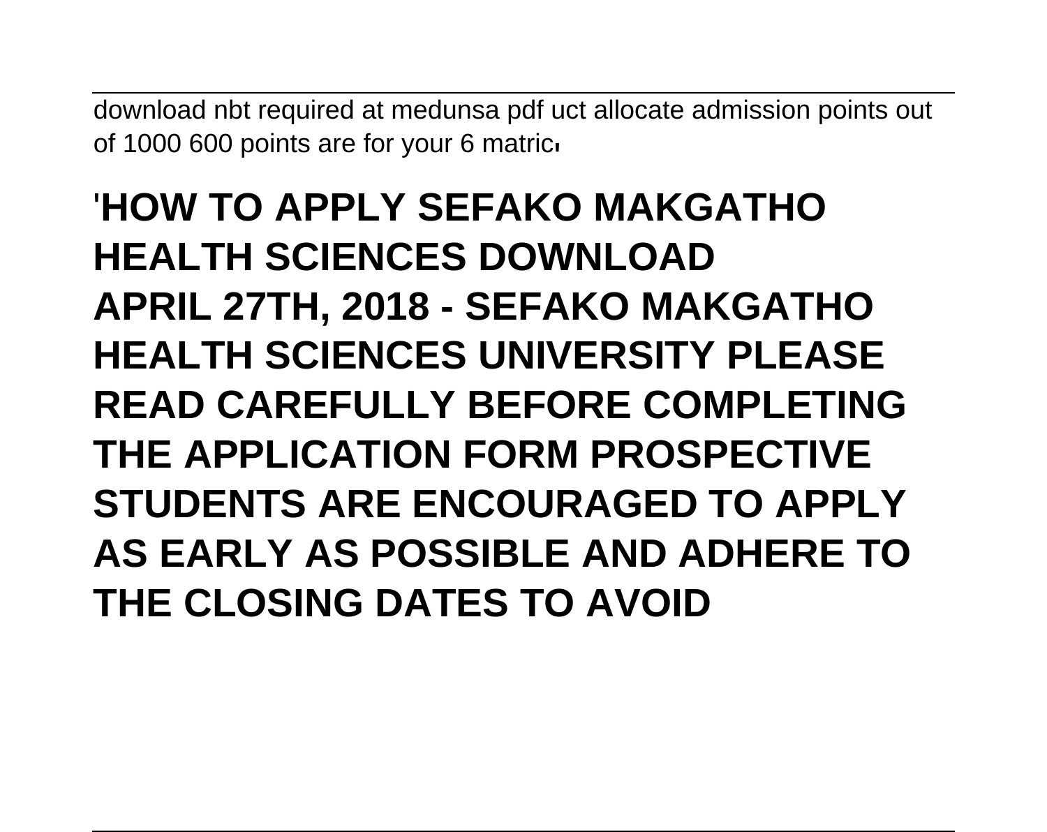download nbt required at medunsa pdf uct allocate admission points out of 1000 600 points are for your 6 matric'

## 'HOW TO APPLY SEFAKO MAKGATHO HEALTH SCIENCES DOWNLOAD APRIL 27TH, 2018 - SEFAKO MAKGATHO HEALTH SCIENCES UNIVERSITY PLEASE READ CAREFULLY BEFORE COMPLETING THE APPLICATION FORM PROSPECTIVE STUDENTS ARE ENCOURAGED TO APPLY AS EARLY AS POSSIBLE AND ADHERE TO THE CLOSING DATES TO AVOID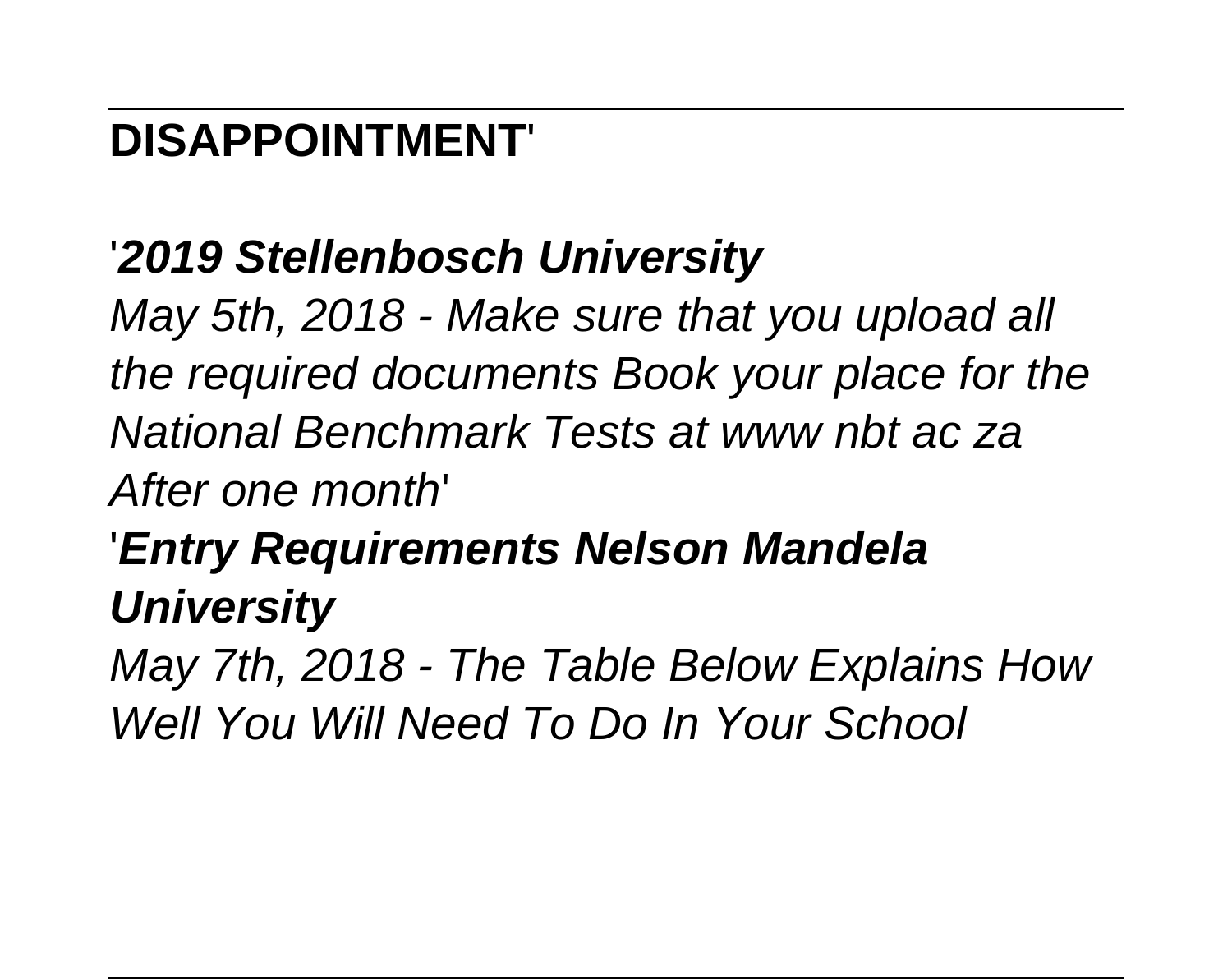**DISAPPOINTMENT**'

'***2019 Stellenbosch University***
*May 5th, 2018 - Make sure that you upload all the required documents Book your place for the National Benchmark Tests at www nbt ac za After one month*'

'***Entry Requirements Nelson Mandela University***
*May 7th, 2018 - The Table Below Explains How Well You Will Need To Do In Your School*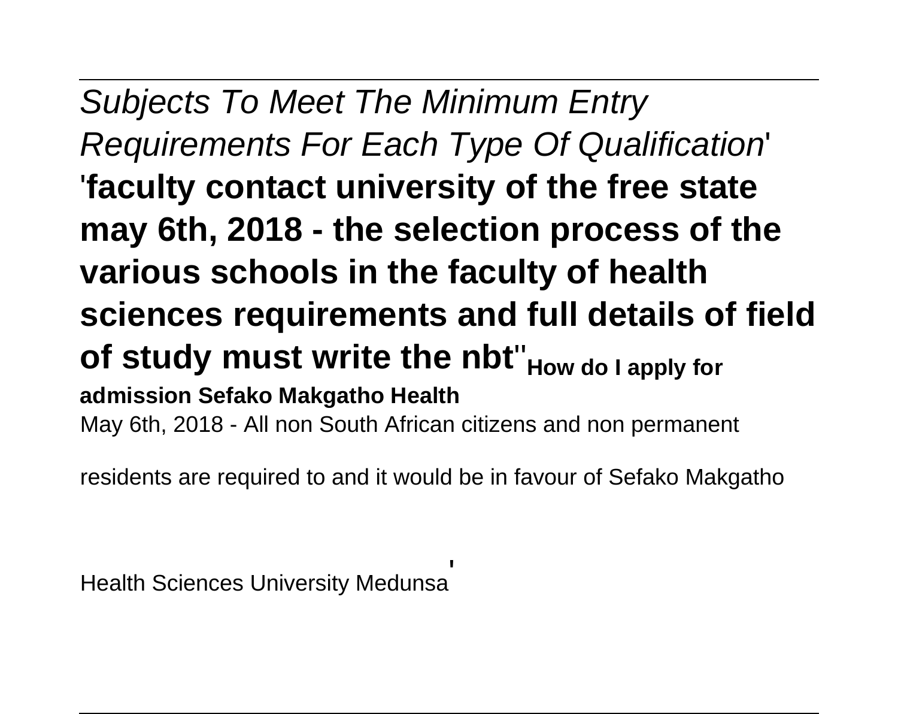*Subjects To Meet The Minimum Entry Requirements For Each Type Of Qualification*'

'**faculty contact university of the free state may 6th, 2018 - the selection process of the various schools in the faculty of health sciences requirements and full details of field of study must write the nbt**''**How do I apply for admission Sefako Makgatho Health**

May 6th, 2018 - All non South African citizens and non permanent residents are required to and it would be in favour of Sefako Makgatho Health Sciences University Medunsa'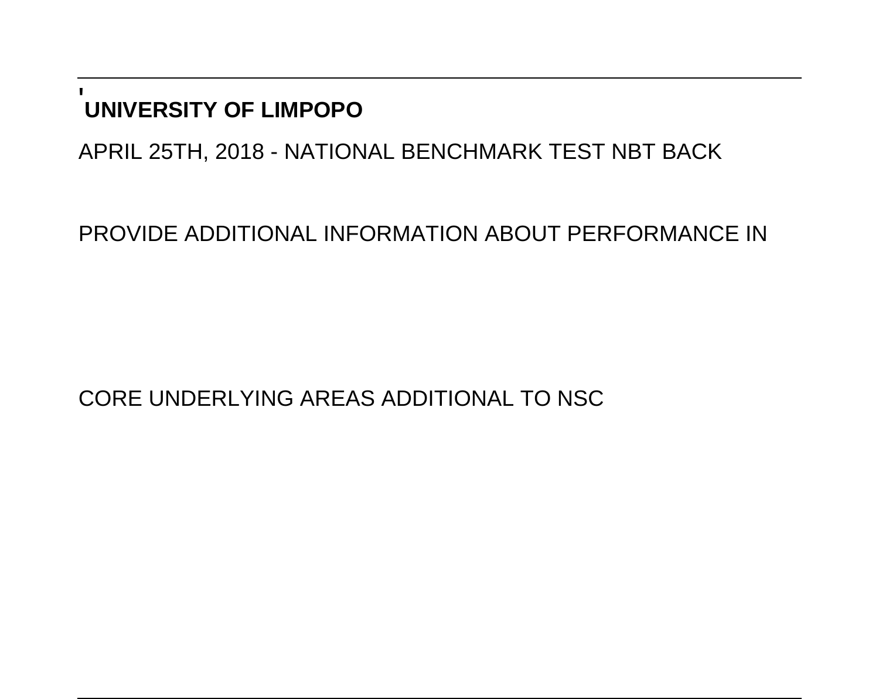'**UNIVERSITY OF LIMPOPO**

APRIL 25TH, 2018 - NATIONAL BENCHMARK TEST NBT BACK

PROVIDE ADDITIONAL INFORMATION ABOUT PERFORMANCE IN

CORE UNDERLYING AREAS ADDITIONAL TO NSC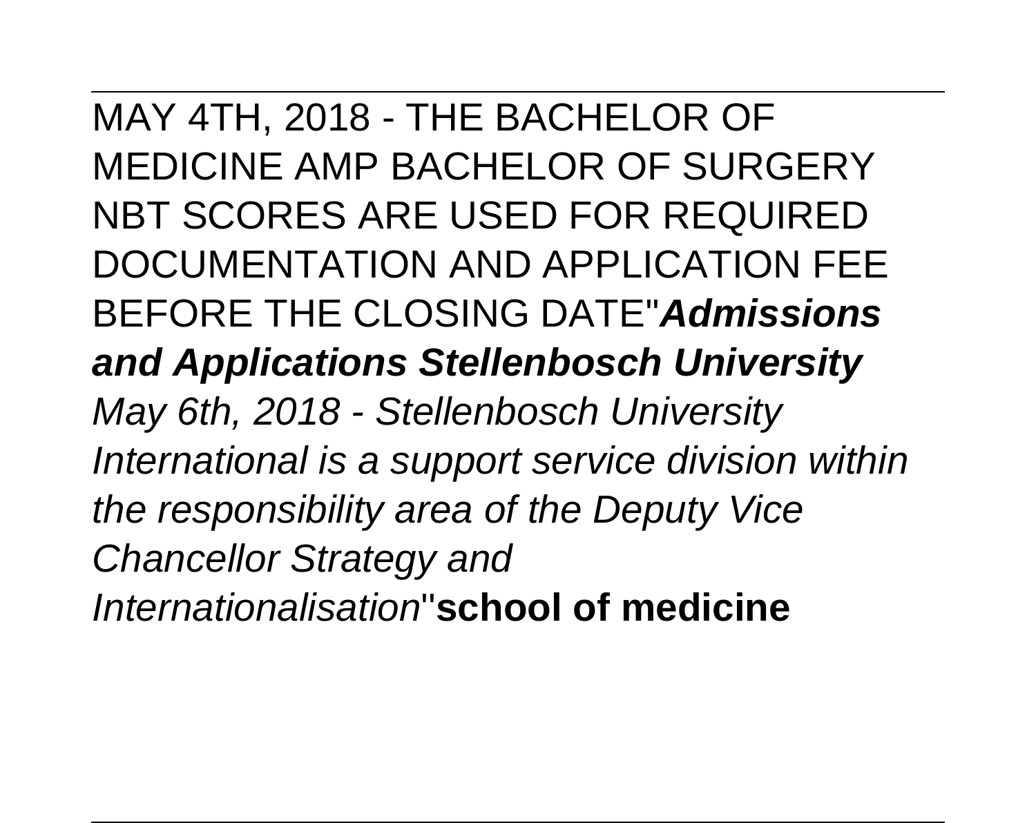MAY 4TH, 2018 - THE BACHELOR OF MEDICINE AMP BACHELOR OF SURGERY NBT SCORES ARE USED FOR REQUIRED DOCUMENTATION AND APPLICATION FEE BEFORE THE CLOSING DATE''***Admissions and Applications Stellenbosch University***

*May 6th, 2018 - Stellenbosch University International is a support service division within the responsibility area of the Deputy Vice Chancellor Strategy and Internationalisation*''**school of medicine**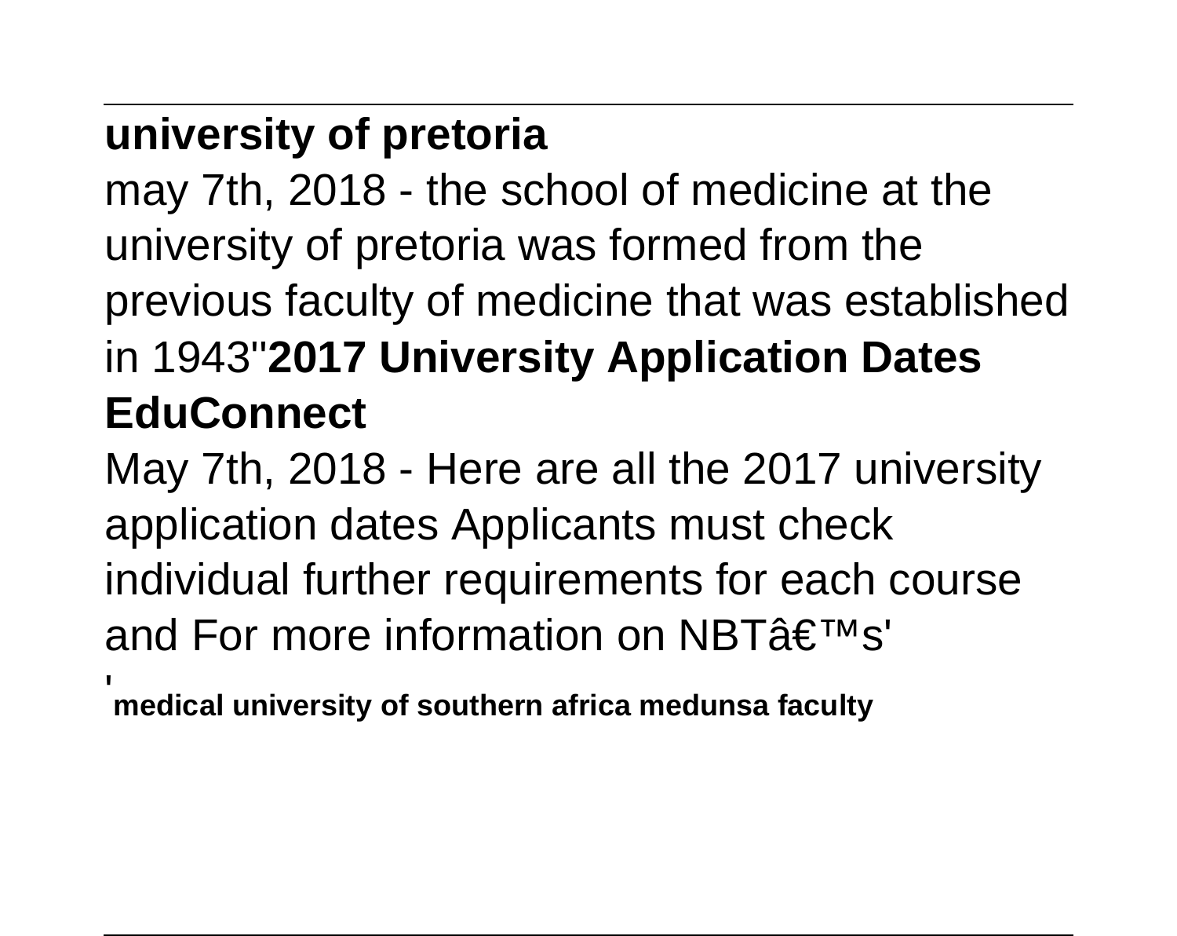**university of pretoria**

may 7th, 2018 - the school of medicine at the university of pretoria was formed from the previous faculty of medicine that was established in 1943''**2017 University Application Dates EduConnect**

May 7th, 2018 - Here are all the 2017 university application dates Applicants must check individual further requirements for each course and For more information on NBTâ€™s'

'**medical university of southern africa medunsa faculty**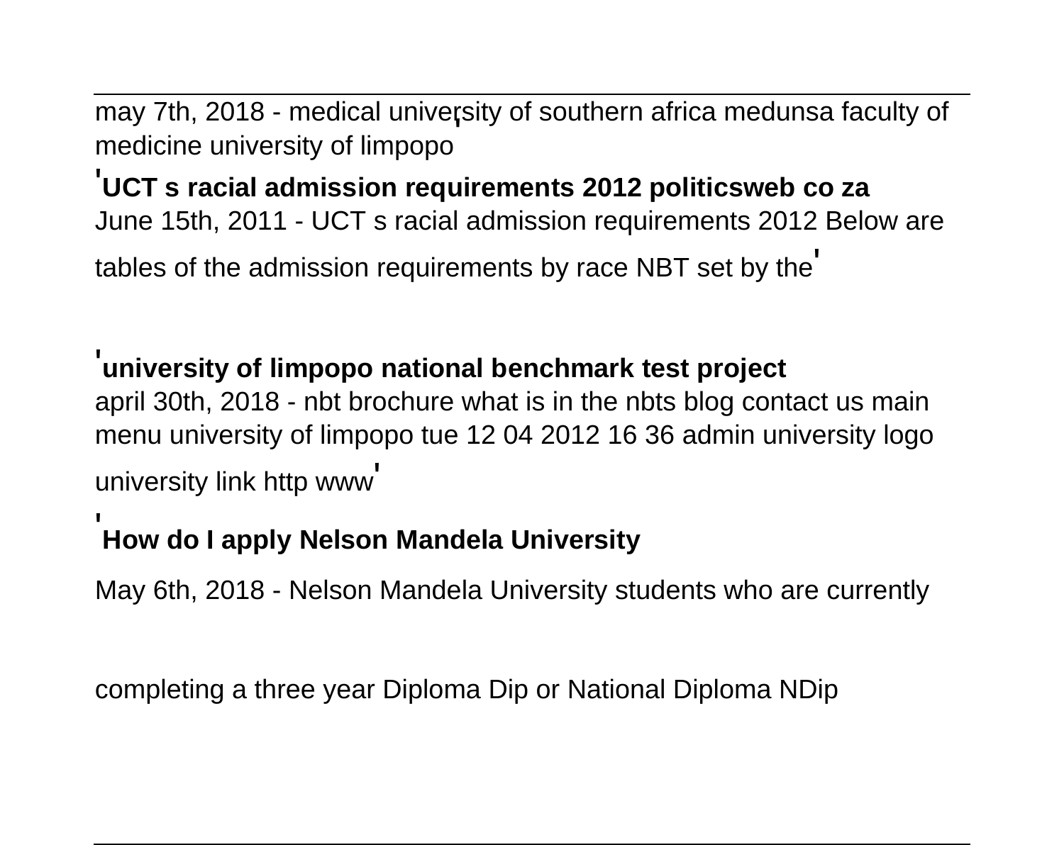may 7th, 2018 - medical university of southern africa medunsa faculty of medicine university of limpopo'

'**UCT s racial admission requirements 2012 politicsweb co za**
June 15th, 2011 - UCT s racial admission requirements 2012 Below are tables of the admission requirements by race NBT set by the'

'**university of limpopo national benchmark test project**
april 30th, 2018 - nbt brochure what is in the nbts blog contact us main menu university of limpopo tue 12 04 2012 16 36 admin university logo university link http www'

'**How do I apply Nelson Mandela University**

May 6th, 2018 - Nelson Mandela University students who are currently

completing a three year Diploma Dip or National Diploma NDip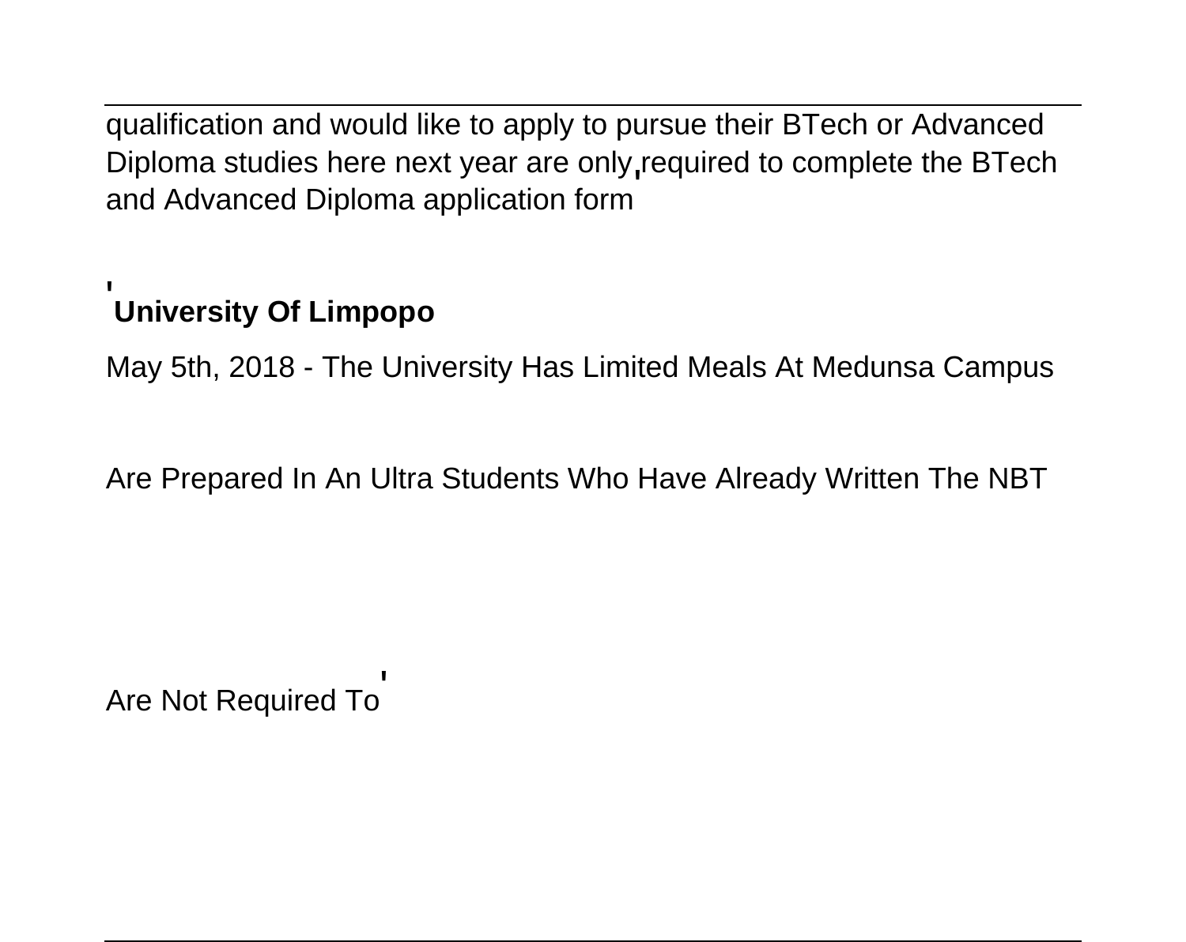qualification and would like to apply to pursue their BTech or Advanced Diploma studies here next year are only required to complete the BTech and Advanced Diploma application form

'

**University Of Limpopo**

May 5th, 2018 - The University Has Limited Meals At Medunsa Campus

Are Prepared In An Ultra Students Who Have Already Written The NBT

Are Not Required To'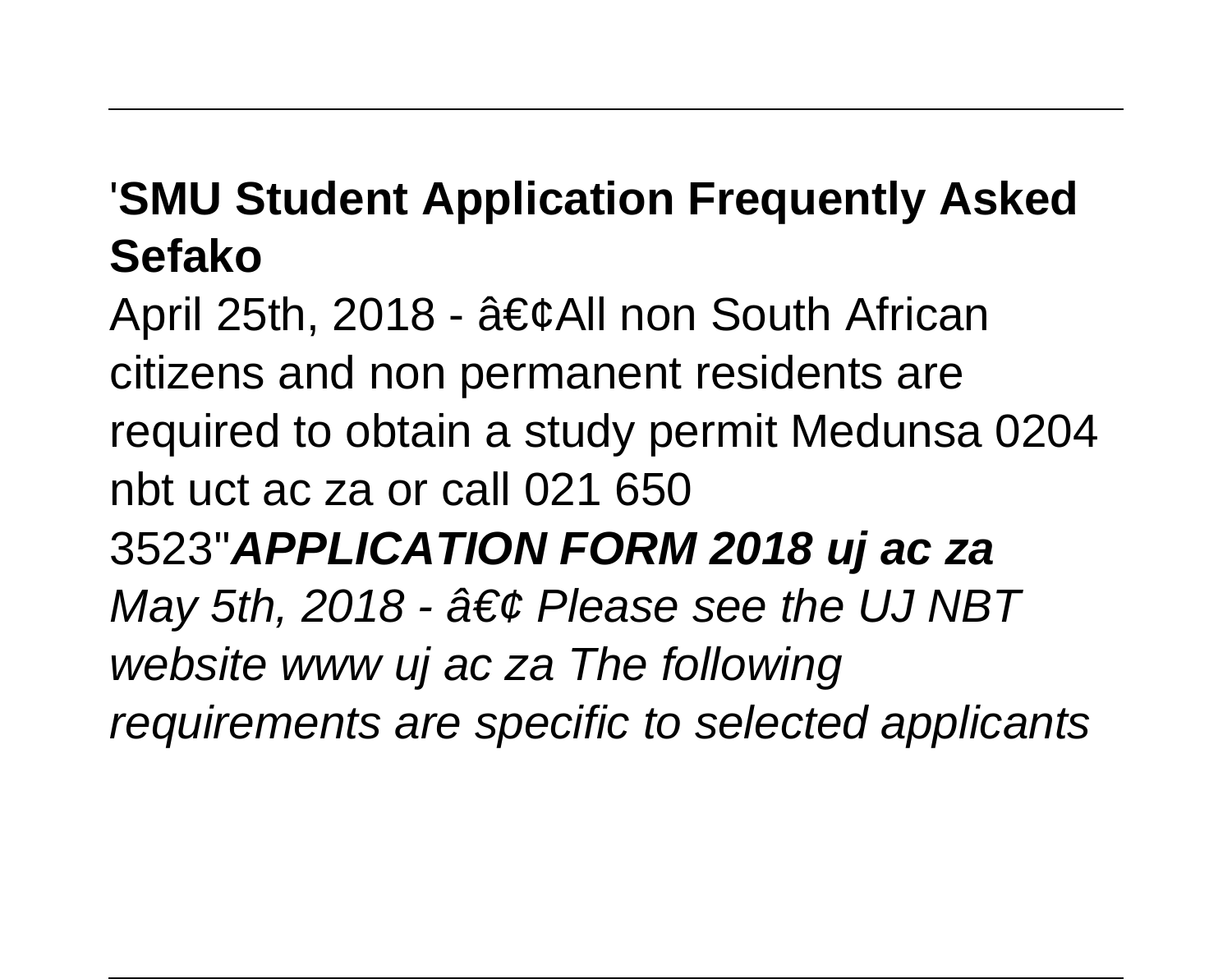'**SMU Student Application Frequently Asked Sefako**

April 25th, 2018 - â€¢All non South African citizens and non permanent residents are required to obtain a study permit Medunsa 0204 nbt uct ac za or call 021 650 3523''***APPLICATION FORM 2018 uj ac za***

*May 5th, 2018 - â€¢ Please see the UJ NBT website www uj ac za The following requirements are specific to selected applicants*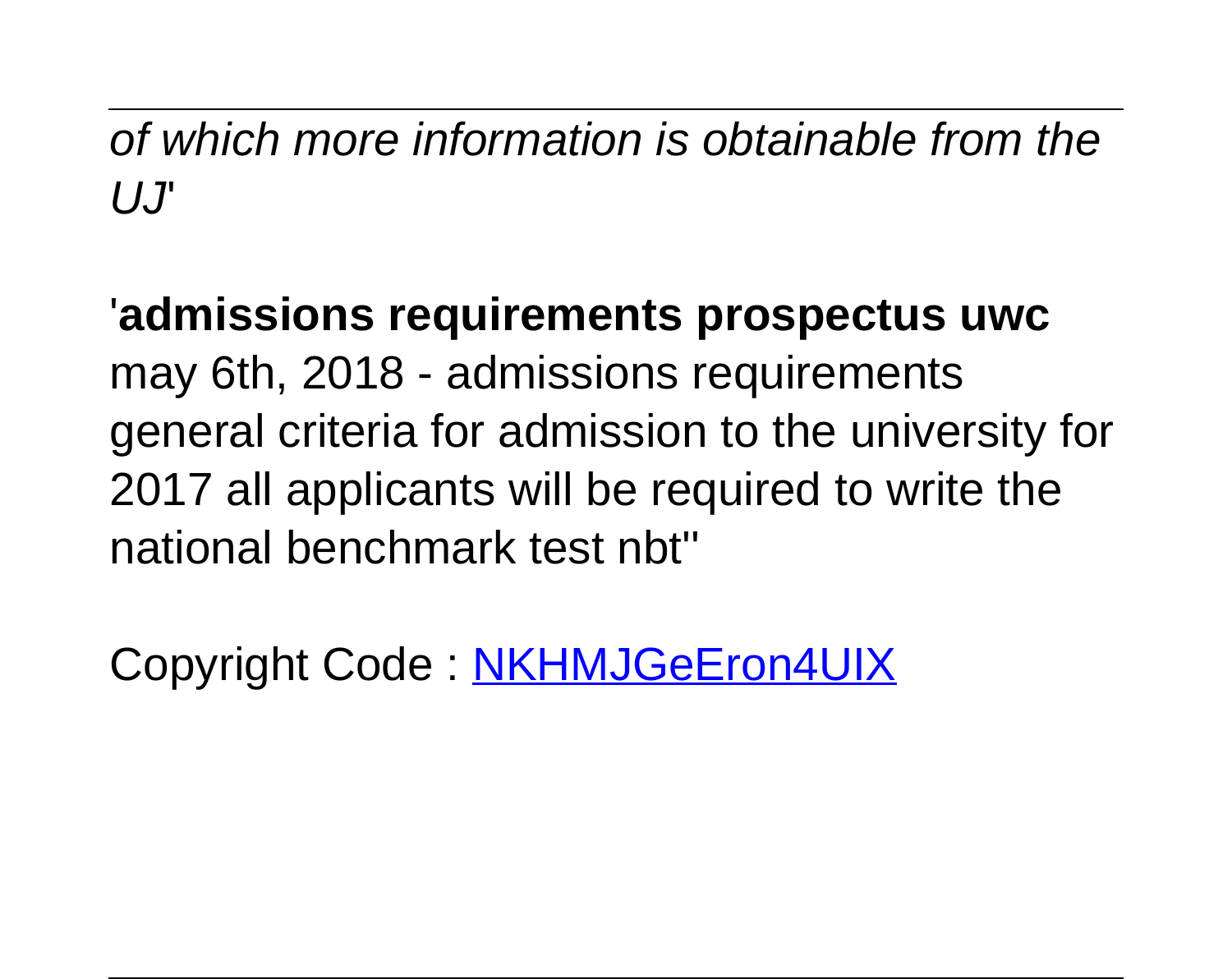*of which more information is obtainable from the UJ*'

'**admissions requirements prospectus uwc** may 6th, 2018 - admissions requirements general criteria for admission to the university for 2017 all applicants will be required to write the national benchmark test nbt''

Copyright Code : NKHMJGeEron4UIX